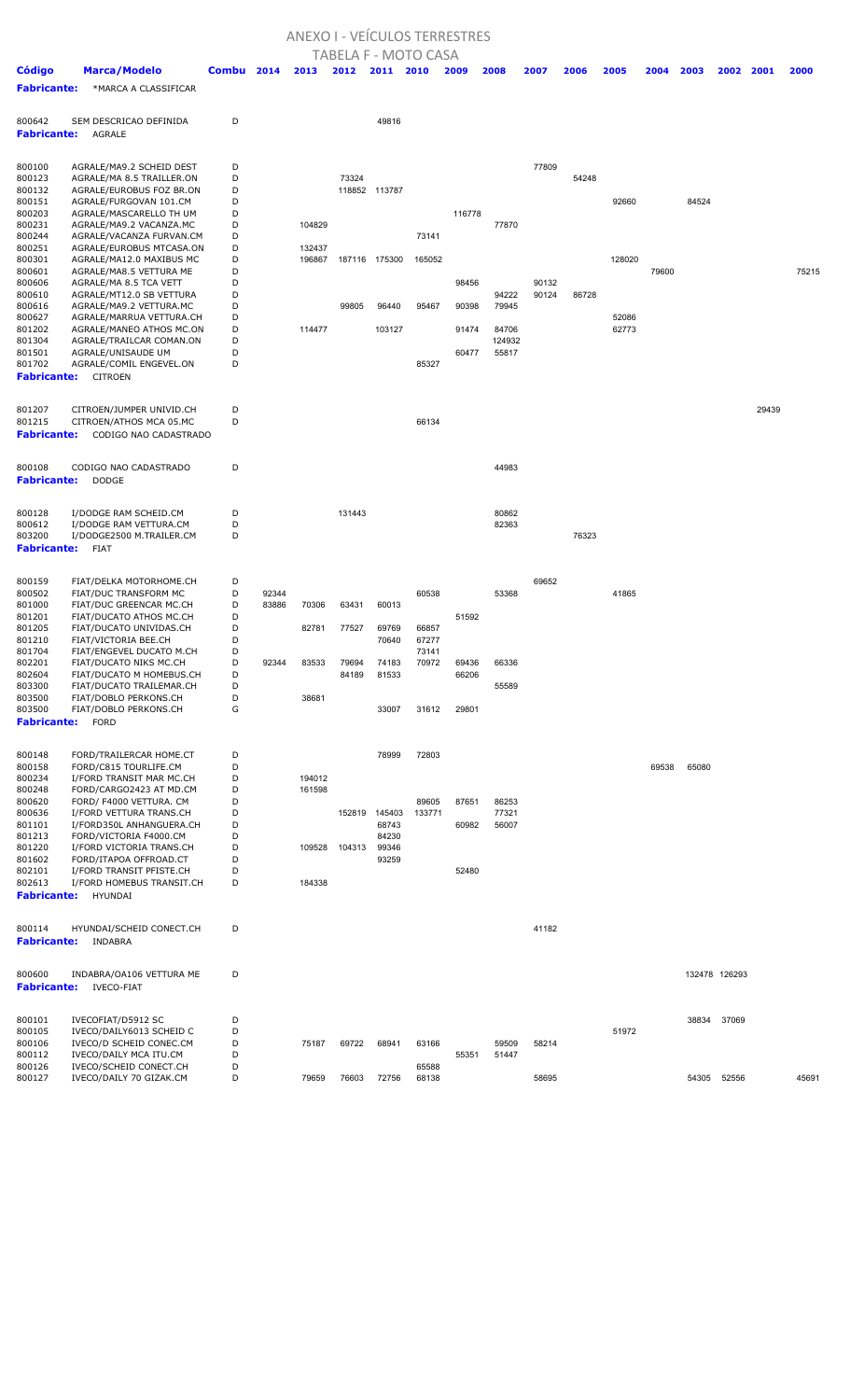# ANEXO I - VEÍCULOS TERRESTRES

## TABELA F - MOTO CASA

| Código | Marca/Modelo | Combu | 2014 | 2013 | 2012 | 2011 | 2010 | 2009 | 2008 | 2007 | 2006 | 2005 | 2004 | 2003 | 2002 | 2001 | 2000 |
|---|---|---|---|---|---|---|---|---|---|---|---|---|---|---|---|---|---|
| **Fabricante:** | *MARCA A CLASSIFICAR | | | | | | | | | | | | | | | | |
| 800642 | SEM DESCRICAO DEFINIDA | D | | | | 49816 | | | | | | | | | | | |
| **Fabricante:** | AGRALE | | | | | | | | | | | | | | | | |
| 800100 | AGRALE/MA9.2 SCHEID DEST | D | | | | | | | | 77809 | | | | | | | |
| 800123 | AGRALE/MA 8.5 TRAILLER.ON | D | | | 73324 | | | | | | 54248 | | | | | | |
| 800132 | AGRALE/EUROBUS FOZ BR.ON | D | | | 118852 | 113787 | | | | | | | | | | | |
| 800151 | AGRALE/FURGOVAN 101.CM | D | | | | | | | | | | 92660 | | 84524 | | | |
| 800203 | AGRALE/MASCARELLO TH UM | D | | | | | | 116778 | | | | | | | | | |
| 800231 | AGRALE/MA9.2 VACANZA.MC | D | | 104829 | | | | | 77870 | | | | | | | | |
| 800244 | AGRALE/VACANZA FURVAN.CM | D | | | | | 73141 | | | | | | | | | | |
| 800251 | AGRALE/EUROBUS MTCASA.ON | D | | 132437 | | | | | | | | | | | | | |
| 800301 | AGRALE/MA12.0 MAXIBUS MC | D | | 196867 | 187116 | 175300 | 165052 | | | | | 128020 | | | | | |
| 800601 | AGRALE/MA8.5 VETTURA ME | D | | | | | | | | | | | 79600 | | | | 75215 |
| 800606 | AGRALE/MA 8.5 TCA VETT | D | | | | | | 98456 | | 90132 | | | | | | | |
| 800610 | AGRALE/MT12.0 SB VETTURA | D | | | | | | | 94222 | 90124 | 86728 | | | | | | |
| 800616 | AGRALE/MA9.2 VETTURA.MC | D | | | 99805 | 96440 | 95467 | 90398 | 79945 | | | | | | | | |
| 800627 | AGRALE/MARRUA VETTURA.CH | D | | | | | | | | | | 52086 | | | | | |
| 801202 | AGRALE/MANEO ATHOS MC.ON | D | | 114477 | | 103127 | | 91474 | 84706 | | | 62773 | | | | | |
| 801304 | AGRALE/TRAILCAR COMAN.ON | D | | | | | | | 124932 | | | | | | | | |
| 801501 | AGRALE/UNISAUDE UM | D | | | | | | 60477 | 55817 | | | | | | | | |
| 801702 | AGRALE/COMIL ENGEVEL.ON | D | | | | | 85327 | | | | | | | | | | |
| **Fabricante:** | CITROEN | | | | | | | | | | | | | | | | |
| 801207 | CITROEN/JUMPER UNIVID.CH | D | | | | | | | | | | | | | | 29439 | |
| 801215 | CITROEN/ATHOS MCA 05.MC | D | | | | | 66134 | | | | | | | | | | |
| **Fabricante:** | CODIGO NAO CADASTRADO | | | | | | | | | | | | | | | | |
| 800108 | CODIGO NAO CADASTRADO | D | | | | | | | 44983 | | | | | | | | |
| **Fabricante:** | DODGE | | | | | | | | | | | | | | | | |
| 800128 | I/DODGE RAM SCHEID.CM | D | | | 131443 | | | | 80862 | | | | | | | | |
| 800612 | I/DODGE RAM VETTURA.CM | D | | | | | | | 82363 | | | | | | | | |
| 803200 | I/DODGE2500 M.TRAILER.CM | D | | | | | | | | | 76323 | | | | | | |
| **Fabricante:** | FIAT | | | | | | | | | | | | | | | | |
| 800159 | FIAT/DELKA MOTORHOME.CH | D | | | | | | | | 69652 | | | | | | | |
| 800502 | FIAT/DUC TRANSFORM MC | D | 92344 | | | | 60538 | | 53368 | | | 41865 | | | | | |
| 801000 | FIAT/DUC GREENCAR MC.CH | D | 83886 | 70306 | 63431 | 60013 | | | | | | | | | | | |
| 801201 | FIAT/DUCATO ATHOS MC.CH | D | | | | | | 51592 | | | | | | | | | |
| 801205 | FIAT/DUCATO UNIVIDAS.CH | D | | 82781 | 77527 | 69769 | 66857 | | | | | | | | | | |
| 801210 | FIAT/VICTORIA BEE.CH | D | | | | 70640 | 67277 | | | | | | | | | | |
| 801704 | FIAT/ENGEVEL DUCATO M.CH | D | | | | | 73141 | | | | | | | | | | |
| 802201 | FIAT/DUCATO NIKS MC.CH | D | 92344 | 83533 | 79694 | 74183 | 70972 | 69436 | 66336 | | | | | | | | |
| 802604 | FIAT/DUCATO M HOMEBUS.CH | D | | | 84189 | 81533 | | 66206 | | | | | | | | | |
| 803300 | FIAT/DUCATO TRAILEMAR.CH | D | | | | | | | 55589 | | | | | | | | |
| 803500 | FIAT/DOBLO PERKONS.CH | D | | 38681 | | | | | | | | | | | | | |
| 803500 | FIAT/DOBLO PERKONS.CH | G | | | | 33007 | 31612 | 29801 | | | | | | | | | |
| **Fabricante:** | FORD | | | | | | | | | | | | | | | | |
| 800148 | FORD/TRAILERCAR HOME.CT | D | | | | 78999 | 72803 | | | | | | | | | | |
| 800158 | FORD/C815 TOURLIFE.CM | D | | | | | | | | | | | 69538 | 65080 | | | |
| 800234 | I/FORD TRANSIT MAR MC.CH | D | | 194012 | | | | | | | | | | | | | |
| 800248 | FORD/CARGO2423 AT MD.CM | D | | 161598 | | | | | | | | | | | | | |
| 800620 | FORD/ F4000 VETTURA. CM | D | | | | | 89605 | 87651 | 86253 | | | | | | | | |
| 800636 | I/FORD VETTURA TRANS.CH | D | | | 152819 | 145403 | 133771 | | 77321 | | | | | | | | |
| 801101 | I/FORD350L ANHANGUERA.CH | D | | | | 68743 | | 60982 | 56007 | | | | | | | | |
| 801213 | FORD/VICTORIA F4000.CM | D | | | | 84230 | | | | | | | | | | | |
| 801220 | I/FORD VICTORIA TRANS.CH | D | | 109528 | 104313 | 99346 | | | | | | | | | | | |
| 801602 | FORD/ITAPOA OFFROAD.CT | D | | | | 93259 | | | | | | | | | | | |
| 802101 | I/FORD TRANSIT PFISTE.CH | D | | | | | | 52480 | | | | | | | | | |
| 802613 | I/FORD HOMEBUS TRANSIT.CH | D | | 184338 | | | | | | | | | | | | | |
| **Fabricante:** | HYUNDAI | | | | | | | | | | | | | | | | |
| 800114 | HYUNDAI/SCHEID CONECT.CH | D | | | | | | | | 41182 | | | | | | | |
| **Fabricante:** | INDABRA | | | | | | | | | | | | | | | | |
| 800600 | INDABRA/OA106 VETTURA ME | D | | | | | | | | | | | | 132478 | 126293 | | |
| **Fabricante:** | IVECO-FIAT | | | | | | | | | | | | | | | | |
| 800101 | IVECOFIAT/D5912 SC | D | | | | | | | | | | | | 38834 | 37069 | | |
| 800105 | IVECO/DAILY6013 SCHEID C | D | | | | | | | | | | 51972 | | | | | |
| 800106 | IVECO/D SCHEID CONEC.CM | D | | 75187 | 69722 | 68941 | 63166 | | 59509 | 58214 | | | | | | | |
| 800112 | IVECO/DAILY MCA ITU.CM | D | | | | | | 55351 | 51447 | | | | | | | | |
| 800126 | IVECO/SCHEID CONECT.CH | D | | | | | 65588 | | | | | | | | | | |
| 800127 | IVECO/DAILY 70 GIZAK.CM | D | | 79659 | 76603 | 72756 | 68138 | | | 58695 | | | | 54305 | 52556 | | 45691 |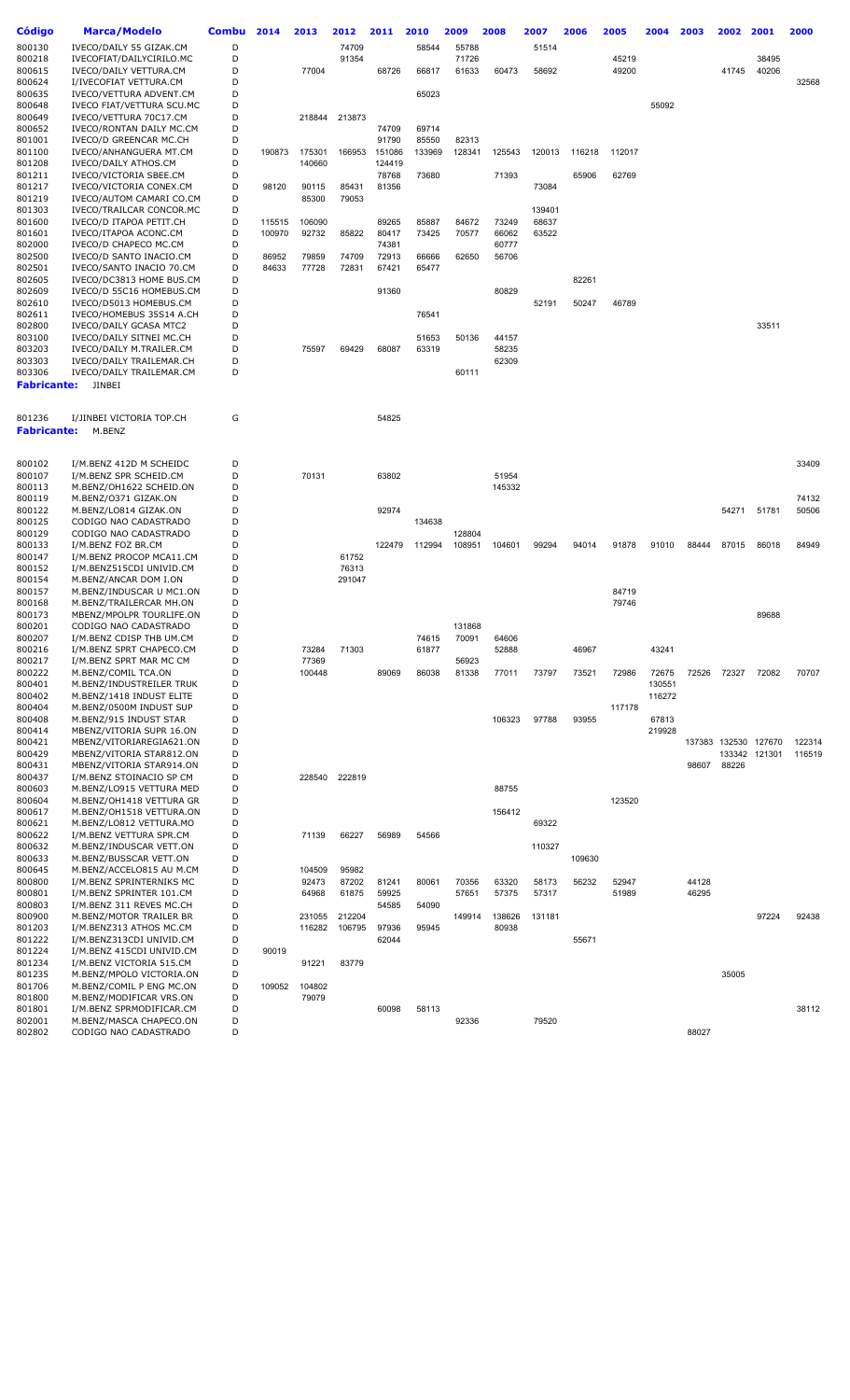| Código | Marca/Modelo | Combu | 2014 | 2013 | 2012 | 2011 | 2010 | 2009 | 2008 | 2007 | 2006 | 2005 | 2004 | 2003 | 2002 | 2001 | 2000 |
|---|---|---|---|---|---|---|---|---|---|---|---|---|---|---|---|---|---|
| 800130 | IVECO/DAILY 55 GIZAK.CM | D | | | 74709 | | 58544 | 55788 | | 51514 | | | | | | | |
| 800218 | IVECOFIAT/DAILYCIRILO.MC | D | | | 91354 | | | 71726 | | | | 45219 | | | | 38495 | |
| 800615 | IVECO/DAILY VETTURA.CM | D | | 77004 | | 68726 | 66817 | 61633 | 60473 | 58692 | | 49200 | | | 41745 | 40206 | |
| 800624 | I/IVECOFIAT VETTURA.CM | D | | | | | | | | | | | | | | | 32568 |
| 800635 | IVECO/VETTURA ADVENT.CM | D | | | | | 65023 | | | | | | | | | | |
| 800648 | IVECO FIAT/VETTURA SCU.MC | D | | | | | | | | | | | 55092 | | | | |
| 800649 | IVECO/VETTURA 70C17.CM | D | | 218844 | 213873 | | | | | | | | | | | | |
| 800652 | IVECO/RONTAN DAILY MC.CM | D | | | | 74709 | 69714 | | | | | | | | | | |
| 801001 | IVECO/D GREENCAR MC.CH | D | | | | 91790 | 85550 | 82313 | | | | | | | | | |
| 801100 | IVECO/ANHANGUERA MT.CM | D | 190873 | 175301 | 166953 | 151086 | 133969 | 128341 | 125543 | 120013 | 116218 | 112017 | | | | | |
| 801208 | IVECO/DAILY ATHOS.CM | D | | 140660 | | 124419 | | | | | | | | | | | |
| 801211 | IVECO/VICTORIA SBEE.CM | D | | | | 78768 | 73680 | | 71393 | | 65906 | 62769 | | | | | |
| 801217 | IVECO/VICTORIA CONEX.CM | D | 98120 | 90115 | 85431 | 81356 | | | | 73084 | | | | | | | |
| 801219 | IVECO/AUTOM CAMARI CO.CM | D | | 85300 | 79053 | | | | | | | | | | | | |
| 801303 | IVECO/TRAILCAR CONCOR.MC | D | | | | | | | | 139401 | | | | | | | |
| 801600 | IVECO/D ITAPOA PETIT.CH | D | 115515 | 106090 | | 89265 | 85887 | 84672 | 73249 | 68637 | | | | | | | |
| 801601 | IVECO/ITAPOA ACONC.CM | D | 100970 | 92732 | 85822 | 80417 | 73425 | 70577 | 66062 | 63522 | | | | | | | |
| 802000 | IVECO/D CHAPECO MC.CM | D | | | | 74381 | | | 60777 | | | | | | | | |
| 802500 | IVECO/D SANTO INACIO.CM | D | 86952 | 79859 | 74709 | 72913 | 66666 | 62650 | 56706 | | | | | | | | |
| 802501 | IVECO/SANTO INACIO 70.CM | D | 84633 | 77728 | 72831 | 67421 | 65477 | | | | | | | | | | |
| 802605 | IVECO/DC3813 HOME BUS.CM | D | | | | | | | | | 82261 | | | | | | |
| 802609 | IVECO/D 55C16 HOMEBUS.CM | D | | | | 91360 | | | 80829 | | | | | | | | |
| 802610 | IVECO/D5013 HOMEBUS.CM | D | | | | | | | | 52191 | 50247 | 46789 | | | | | |
| 802611 | IVECO/HOMEBUS 35S14 A.CH | D | | | | | 76541 | | | | | | | | | | |
| 802800 | IVECO/DAILY GCASA MTC2 | D | | | | | | | | | | | | | | 33511 | |
| 803100 | IVECO/DAILY SITNEI MC.CH | D | | | | | 51653 | 50136 | 44157 | | | | | | | | |
| 803203 | IVECO/DAILY M.TRAILER.CM | D | | 75597 | 69429 | 68087 | 63319 | | 58235 | | | | | | | | |
| 803303 | IVECO/DAILY TRAILEMAR.CH | D | | | | | | | 62309 | | | | | | | | |
| 803306 | IVECO/DAILY TRAILEMAR.CM | D | | | | | | 60111 | | | | | | | | | |

**Fabricante:** JINBEI

| Código | Marca/Modelo | Combu | 2014 | 2013 | 2012 | 2011 | 2010 | 2009 | 2008 | 2007 | 2006 | 2005 | 2004 | 2003 | 2002 | 2001 | 2000 |
|---|---|---|---|---|---|---|---|---|---|---|---|---|---|---|---|---|---|
| 801236 | I/JINBEI VICTORIA TOP.CH | G | | | | 54825 | | | | | | | | | | | |

**Fabricante:** M.BENZ

| Código | Marca/Modelo | Combu | 2014 | 2013 | 2012 | 2011 | 2010 | 2009 | 2008 | 2007 | 2006 | 2005 | 2004 | 2003 | 2002 | 2001 | 2000 |
|---|---|---|---|---|---|---|---|---|---|---|---|---|---|---|---|---|---|
| 800102 | I/M.BENZ 412D M SCHEIDC | D | | | | | | | | | | | | | | | 33409 |
| 800107 | I/M.BENZ SPR SCHEID.CM | D | | 70131 | | 63802 | | | 51954 | | | | | | | | |
| 800113 | M.BENZ/OH1622 SCHEID.ON | D | | | | | | | 145332 | | | | | | | | |
| 800119 | M.BENZ/O371 GIZAK.ON | D | | | | | | | | | | | | | | | 74132 |
| 800122 | M.BENZ/LO814 GIZAK.ON | D | | | | 92974 | | | | | | | | | 54271 | 51781 | 50506 |
| 800125 | CODIGO NAO CADASTRADO | D | | | | | 134638 | | | | | | | | | | |
| 800129 | CODIGO NAO CADASTRADO | D | | | | | | 128804 | | | | | | | | | |
| 800133 | I/M.BENZ FOZ BR.CM | D | | | | 122479 | 112994 | 108951 | 104601 | 99294 | 94014 | 91878 | 91010 | 88444 | 87015 | 86018 | 84949 |
| 800147 | I/M.BENZ PROCOP MCA11.CM | D | | | 61752 | | | | | | | | | | | | |
| 800152 | I/M.BENZ515CDI UNIVID.CM | D | | | 76313 | | | | | | | | | | | | |
| 800154 | M.BENZ/ANCAR DOM I.ON | D | | | 291047 | | | | | | | | | | | | |
| 800157 | M.BENZ/INDUSCAR U MC1.ON | D | | | | | | | | | | 84719 | | | | | |
| 800168 | M.BENZ/TRAILERCAR MH.ON | D | | | | | | | | | | 79746 | | | | | |
| 800173 | MBENZ/MPOLPR TOURLIFE.ON | D | | | | | | | | | | | | | | 89688 | |
| 800201 | CODIGO NAO CADASTRADO | D | | | | | | 131868 | | | | | | | | | |
| 800207 | I/M.BENZ CDISP THB UM.CM | D | | | | | 74615 | 70091 | 64606 | | | | | | | | |
| 800216 | I/M.BENZ SPRT CHAPECO.CM | D | | 73284 | 71303 | | 61877 | | 52888 | | 46967 | | 43241 | | | | |
| 800217 | I/M.BENZ SPRT MAR MC CM | D | | 77369 | | | | 56923 | | | | | | | | | |
| 800222 | M.BENZ/COMIL TCA.ON | D | | 100448 | | 89069 | 86038 | 81338 | 77011 | 73797 | 73521 | 72986 | 72675 | 72526 | 72327 | 72082 | 70707 |
| 800401 | M.BENZ/INDUSTREILER TRUK | D | | | | | | | | | | | 130551 | | | | |
| 800402 | M.BENZ/1418 INDUST ELITE | D | | | | | | | | | | | 116272 | | | | |
| 800404 | M.BENZ/0500M INDUST SUP | D | | | | | | | | | | 117178 | | | | | |
| 800408 | M.BENZ/915 INDUST STAR | D | | | | | | | 106323 | 97788 | 93955 | | 67813 | | | | |
| 800414 | MBENZ/VITORIA SUPR 16.ON | D | | | | | | | | | | | 219928 | | | | |
| 800421 | MBENZ/VITORIAREGIA621.ON | D | | | | | | | | | | | | 137383 | 132530 | 127670 | 122314 |
| 800429 | MBENZ/VITORIA STAR812.ON | D | | | | | | | | | | | | | 133342 | 121301 | 116519 |
| 800431 | MBENZ/VITORIA STAR914.ON | D | | | | | | | | | | | | 98607 | 88226 | | |
| 800437 | I/M.BENZ STOINACIO SP CM | D | | 228540 | 222819 | | | | | | | | | | | | |
| 800603 | M.BENZ/LO915 VETTURA MED | D | | | | | | | 88755 | | | | | | | | |
| 800604 | M.BENZ/OH1418 VETTURA GR | D | | | | | | | | | | 123520 | | | | | |
| 800617 | M.BENZ/OH1518 VETTURA.ON | D | | | | | | | 156412 | | | | | | | | |
| 800621 | M.BENZ/LO812 VETTURA.MO | D | | | | | | | | 69322 | | | | | | | |
| 800622 | I/M.BENZ VETTURA SPR.CM | D | | 71139 | 66227 | 56989 | 54566 | | | | | | | | | | |
| 800632 | M.BENZ/INDUSCAR VETT.ON | D | | | | | | | | 110327 | | | | | | | |
| 800633 | M.BENZ/BUSSCAR VETT.ON | D | | | | | | | | | 109630 | | | | | | |
| 800645 | M.BENZ/ACCELO815 AU M.CM | D | | 104509 | 95982 | | | | | | | | | | | | |
| 800800 | I/M.BENZ SPRINTERNIKS MC | D | | 92473 | 87202 | 81241 | 80061 | 70356 | 63320 | 58173 | 56232 | 52947 | | 44128 | | | |
| 800801 | I/M.BENZ SPRINTER 101.CM | D | | 64968 | 61875 | 59925 | | 57651 | 57375 | 57317 | | 51989 | | 46295 | | | |
| 800803 | I/M.BENZ 311 REVES MC.CH | D | | | | 54585 | 54090 | | | | | | | | | | |
| 800900 | M.BENZ/MOTOR TRAILER BR | D | | 231055 | 212204 | | | 149914 | 138626 | 131181 | | | | | | 97224 | 92438 |
| 801203 | I/M.BENZ313 ATHOS MC.CM | D | | 116282 | 106795 | 97936 | 95945 | | 80938 | | | | | | | | |
| 801222 | I/M.BENZ313CDI UNIVID.CM | D | | | | 62044 | | | | | 55671 | | | | | | |
| 801224 | I/M.BENZ 415CDI UNIVID.CM | D | 90019 | | | | | | | | | | | | | | |
| 801234 | I/M.BENZ VICTORIA 515.CM | D | | 91221 | 83779 | | | | | | | | | | | | |
| 801235 | M.BENZ/MPOLO VICTORIA.ON | D | | | | | | | | | | | | | 35005 | | |
| 801706 | M.BENZ/COMIL P ENG MC.ON | D | 109052 | 104802 | | | | | | | | | | | | | |
| 801800 | M.BENZ/MODIFICAR VRS.ON | D | | 79079 | | | | | | | | | | | | | |
| 801801 | I/M.BENZ SPRMODIFICAR.CM | D | | | | 60098 | 58113 | | | | | | | | | | 38112 |
| 802001 | M.BENZ/MASCA CHAPECO.ON | D | | | | | | 92336 | | 79520 | | | | | | | |
| 802802 | CODIGO NAO CADASTRADO | D | | | | | | | | | | | | 88027 | | | |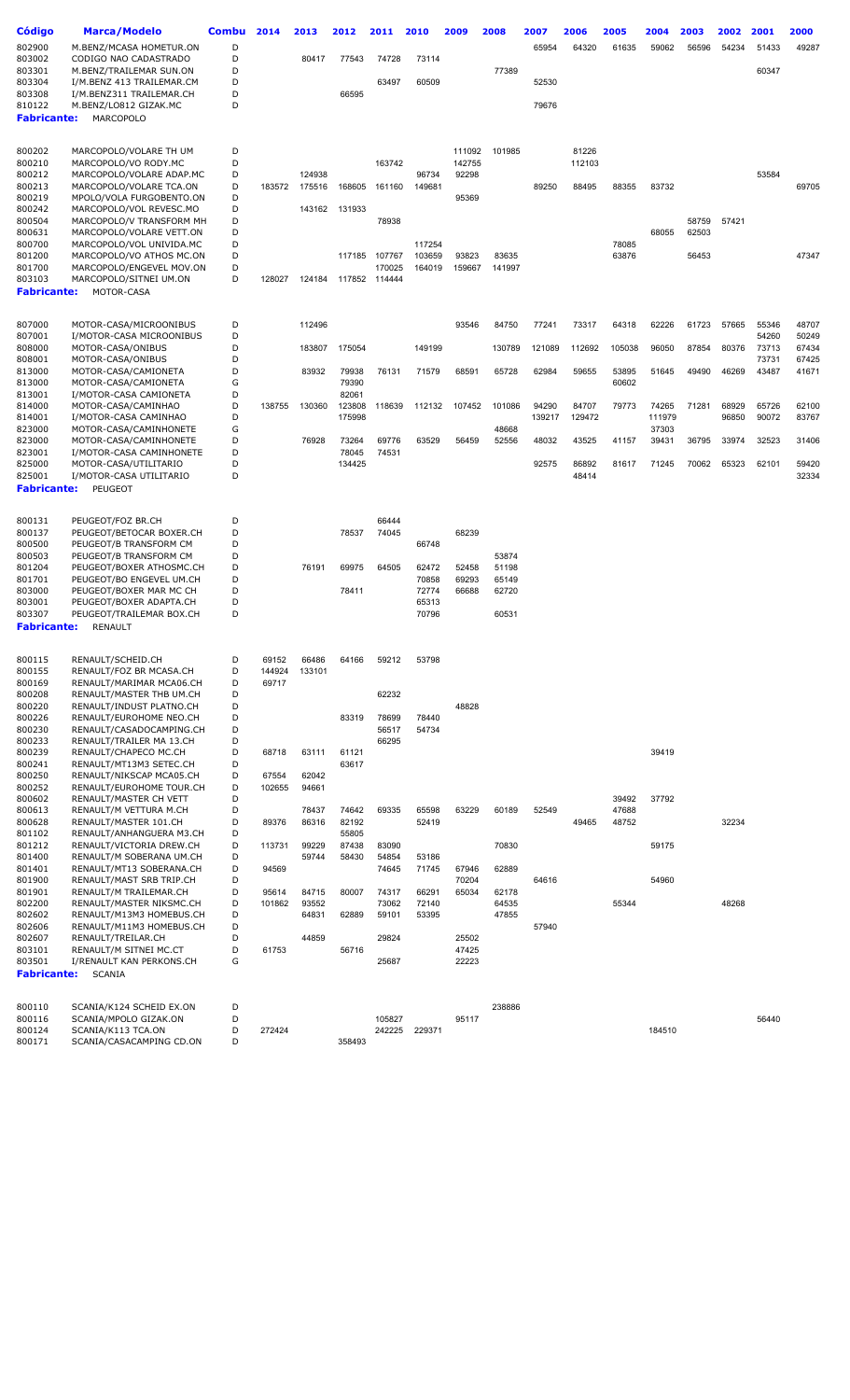| Código | Marca/Modelo | Combu | 2014 | 2013 | 2012 | 2011 | 2010 | 2009 | 2008 | 2007 | 2006 | 2005 | 2004 | 2003 | 2002 | 2001 | 2000 |
|---|---|---|---|---|---|---|---|---|---|---|---|---|---|---|---|---|---|
| 802900 | M.BENZ/MCASA HOMETUR.ON | D | | | | | | | | 65954 | 64320 | 61635 | 59062 | 56596 | 54234 | 51433 | 49287 |
| 803002 | CODIGO NAO CADASTRADO | D | | 80417 | 77543 | 74728 | 73114 | | | | | | | | | | |
| 803301 | M.BENZ/TRAILEMAR SUN.ON | D | | | | | | | 77389 | | | | | | | 60347 | |
| 803304 | I/M.BENZ 413 TRAILEMAR.CM | D | | | | 63497 | 60509 | | | 52530 | | | | | | | |
| 803308 | I/M.BENZ311 TRAILEMAR.CH | D | | | 66595 | | | | | | | | | | | | |
| 810122 | M.BENZ/LO812 GIZAK.MC | D | | | | | | | | 79676 | | | | | | | |
| **Fabricante:** | MARCOPOLO | | | | | | | | | | | | | | | | |
| 800202 | MARCOPOLO/VOLARE TH UM | D | | | | | | 111092 | 101985 | | 81226 | | | | | | |
| 800210 | MARCOPOLO/VO RODY.MC | D | | | | 163742 | | 142755 | | | 112103 | | | | | | |
| 800212 | MARCOPOLO/VOLARE ADAP.MC | D | | 124938 | | | 96734 | 92298 | | | | | | | | 53584 | |
| 800213 | MARCOPOLO/VOLARE TCA.ON | D | 183572 | 175516 | 168605 | 161160 | 149681 | | | 89250 | 88495 | 88355 | 83732 | | | | 69705 |
| 800219 | MPOLO/VOLA FURGOBENTO.ON | D | | | | | | 95369 | | | | | | | | | |
| 800242 | MARCOPOLO/VOL REVESC.MO | D | | 143162 | 131933 | | | | | | | | | | | | |
| 800504 | MARCOPOLO/V TRANSFORM MH | D | | | | 78938 | | | | | | | | 58759 | 57421 | | |
| 800631 | MARCOPOLO/VOLARE VETT.ON | D | | | | | | | | | | | 68055 | 62503 | | | |
| 800700 | MARCOPOLO/VOL UNIVIDA.MC | D | | | | | 117254 | | | | | 78085 | | | | | |
| 801200 | MARCOPOLO/VO ATHOS MC.ON | D | | | 117185 | 107767 | 103659 | 93823 | 83635 | | | 63876 | | 56453 | | | 47347 |
| 801700 | MARCOPOLO/ENGEVEL MOV.ON | D | | | | 170025 | 164019 | 159667 | 141997 | | | | | | | | |
| 803103 | MARCOPOLO/SITNEI UM.ON | D | 128027 | 124184 | 117852 | 114444 | | | | | | | | | | | |
| **Fabricante:** | MOTOR-CASA | | | | | | | | | | | | | | | | |
| 807000 | MOTOR-CASA/MICROONIBUS | D | | 112496 | | | | 93546 | 84750 | 77241 | 73317 | 64318 | 62226 | 61723 | 57665 | 55346 | 48707 |
| 807001 | I/MOTOR-CASA MICROONIBUS | D | | | | | | | | | | | | | | 54260 | 50249 |
| 808000 | MOTOR-CASA/ONIBUS | D | | 183807 | 175054 | | 149199 | | 130789 | 121089 | 112692 | 105038 | 96050 | 87854 | 80376 | 73713 | 67434 |
| 808001 | MOTOR-CASA/ONIBUS | D | | | | | | | | | | | | | | 73731 | 67425 |
| 813000 | MOTOR-CASA/CAMIONETA | D | | 83932 | 79938 | 76131 | 71579 | 68591 | 65728 | 62984 | 59655 | 53895 | 51645 | 49490 | 46269 | 43487 | 41671 |
| 813000 | MOTOR-CASA/CAMIONETA | G | | | 79390 | | | | | | | 60602 | | | | | |
| 813001 | I/MOTOR-CASA CAMIONETA | D | | | 82061 | | | | | | | | | | | | |
| 814000 | MOTOR-CASA/CAMINHAO | D | 138755 | 130360 | 123808 | 118639 | 112132 | 107452 | 101086 | 94290 | 84707 | 79773 | 74265 | 71281 | 68929 | 65726 | 62100 |
| 814001 | I/MOTOR-CASA CAMINHAO | D | | | 175998 | | | | | 139217 | 129472 | | 111979 | | 96850 | 90072 | 83767 |
| 823000 | MOTOR-CASA/CAMINHONETE | G | | | | | | | 48668 | | | | 37303 | | | | |
| 823000 | MOTOR-CASA/CAMINHONETE | D | | 76928 | 73264 | 69776 | 63529 | 56459 | 52556 | 48032 | 43525 | 41157 | 39431 | 36795 | 33974 | 32523 | 31406 |
| 823001 | I/MOTOR-CASA CAMINHONETE | D | | | 78045 | 74531 | | | | | | | | | | | |
| 825000 | MOTOR-CASA/UTILITARIO | D | | | 134425 | | | | | 92575 | 86892 | 81617 | 71245 | 70062 | 65323 | 62101 | 59420 |
| 825001 | I/MOTOR-CASA UTILITARIO | D | | | | | | | | | 48414 | | | | | | 32334 |
| **Fabricante:** | PEUGEOT | | | | | | | | | | | | | | | | |
| 800131 | PEUGEOT/FOZ BR.CH | D | | | | 66444 | | | | | | | | | | | |
| 800137 | PEUGEOT/BETOCAR BOXER.CH | D | | | 78537 | 74045 | | 68239 | | | | | | | | | |
| 800500 | PEUGEOT/B TRANSFORM CM | D | | | | | 66748 | | | | | | | | | | |
| 800503 | PEUGEOT/B TRANSFORM CM | D | | | | | | | 53874 | | | | | | | | |
| 801204 | PEUGEOT/BOXER ATHOSMC.CH | D | | 76191 | 69975 | 64505 | 62472 | 52458 | 51198 | | | | | | | | |
| 801701 | PEUGEOT/BO ENGEVEL UM.CH | D | | | | | 70858 | 69293 | 65149 | | | | | | | | |
| 803000 | PEUGEOT/BOXER MAR MC CH | D | | | 78411 | | 72774 | 66688 | 62720 | | | | | | | | |
| 803001 | PEUGEOT/BOXER ADAPTA.CH | D | | | | | 65313 | | | | | | | | | | |
| 803307 | PEUGEOT/TRAILEMAR BOX.CH | D | | | | | 70796 | | 60531 | | | | | | | | |
| **Fabricante:** | RENAULT | | | | | | | | | | | | | | | | |
| 800115 | RENAULT/SCHEID.CH | D | 69152 | 66486 | 64166 | 59212 | 53798 | | | | | | | | | | |
| 800155 | RENAULT/FOZ BR MCASA.CH | D | 144924 | 133101 | | | | | | | | | | | | | |
| 800169 | RENAULT/MARIMAR MCA06.CH | D | 69717 | | | | | | | | | | | | | | |
| 800208 | RENAULT/MASTER THB UM.CH | D | | | | 62232 | | | | | | | | | | | |
| 800220 | RENAULT/INDUST PLATNO.CH | D | | | | | | 48828 | | | | | | | | | |
| 800226 | RENAULT/EUROHOME NEO.CH | D | | | 83319 | 78699 | 78440 | | | | | | | | | | |
| 800230 | RENAULT/CASADOCAMPING.CH | D | | | | 56517 | 54734 | | | | | | | | | | |
| 800233 | RENAULT/TRAILER MA 13.CH | D | | | | 66295 | | | | | | | | | | | |
| 800239 | RENAULT/CHAPECO MC.CH | D | 68718 | 63111 | 61121 | | | | | | | | 39419 | | | | |
| 800241 | RENAULT/MT13M3 SETEC.CH | D | | | 63617 | | | | | | | | | | | | |
| 800250 | RENAULT/NIKSCAP MCA05.CH | D | 67554 | 62042 | | | | | | | | | | | | | |
| 800252 | RENAULT/EUROHOME TOUR.CH | D | 102655 | 94661 | | | | | | | | | | | | | |
| 800602 | RENAULT/MASTER CH VETT | D | | | | | | | | | | 39492 | 37792 | | | | |
| 800613 | RENAULT/M VETTURA M.CH | D | | 78437 | 74642 | 69335 | 65598 | 63229 | 60189 | 52549 | | 47688 | | | | | |
| 800628 | RENAULT/MASTER 101.CH | D | 89376 | 86316 | 82192 | | 52419 | | | | 49465 | 48752 | | | 32234 | | |
| 801102 | RENAULT/ANHANGUERA M3.CH | D | | | 55805 | | | | | | | | | | | | |
| 801212 | RENAULT/VICTORIA DREW.CH | D | 113731 | 99229 | 87438 | 83090 | | | 70830 | | | | 59175 | | | | |
| 801400 | RENAULT/M SOBERANA UM.CH | D | | 59744 | 58430 | 54854 | 53186 | | | | | | | | | | |
| 801401 | RENAULT/MT13 SOBERANA.CH | D | 94569 | | | 74645 | 71745 | 67946 | 62889 | | | | | | | | |
| 801900 | RENAULT/MAST SRB TRIP.CH | D | | | | | | 70204 | | 64616 | | | 54960 | | | | |
| 801901 | RENAULT/M TRAILEMAR.CH | D | 95614 | 84715 | 80007 | 74317 | 66291 | 65034 | 62178 | | | | | | | | |
| 802200 | RENAULT/MASTER NIKSMC.CH | D | 101862 | 93552 | | 73062 | 72140 | | 64535 | | | 55344 | | | 48268 | | |
| 802602 | RENAULT/M13M3 HOMEBUS.CH | D | | 64831 | 62889 | 59101 | 53395 | | 47855 | | | | | | | | |
| 802606 | RENAULT/M11M3 HOMEBUS.CH | D | | | | | | | | 57940 | | | | | | | |
| 802607 | RENAULT/TREILAR.CH | D | | 44859 | | 29824 | | 25502 | | | | | | | | | |
| 803101 | RENAULT/M SITNEI MC.CT | D | 61753 | | 56716 | | | 47425 | | | | | | | | | |
| 803501 | I/RENAULT KAN PERKONS.CH | G | | | | 25687 | | 22223 | | | | | | | | | |
| **Fabricante:** | SCANIA | | | | | | | | | | | | | | | | |
| 800110 | SCANIA/K124 SCHEID EX.ON | D | | | | | | | 238886 | | | | | | | | |
| 800116 | SCANIA/MPOLO GIZAK.ON | D | | | | 105827 | | 95117 | | | | | | | | 56440 | |
| 800124 | SCANIA/K113 TCA.ON | D | 272424 | | | 242225 | 229371 | | | | | | 184510 | | | | |
| 800171 | SCANIA/CASACAMPING CD.ON | D | | | 358493 | | | | | | | | | | | | |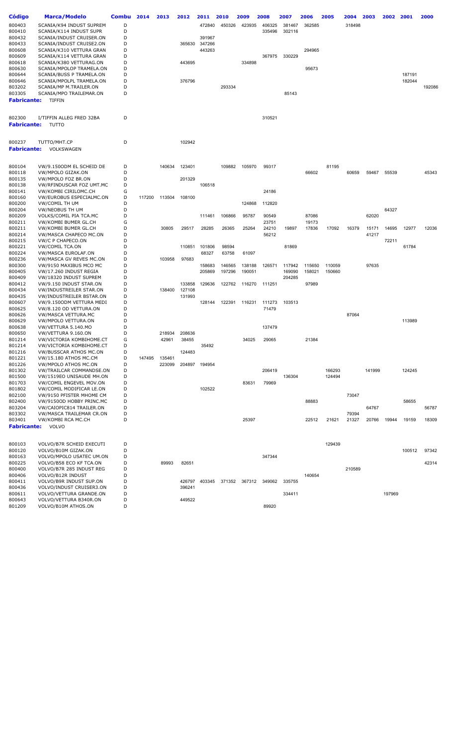| Código | Marca/Modelo | Combu | 2014 | 2013 | 2012 | 2011 | 2010 | 2009 | 2008 | 2007 | 2006 | 2005 | 2004 | 2003 | 2002 | 2001 | 2000 |
|---|---|---|---|---|---|---|---|---|---|---|---|---|---|---|---|---|---|
| 800403 | SCANIA/K94 INDUST SUPREM | D | | | | 472840 | 450326 | 423935 | 406325 | 381467 | 362585 | | 318498 | | | | |
| 800410 | SCANIA/K114 INDUST SUPR | D | | | | | | | 335496 | 302116 | | | | | | | |
| 800432 | SCANIA/INDUST CRUISER.ON | D | | | | 391967 | | | | | | | | | | | |
| 800433 | SCANIA/INDUST CRUISE2.ON | D | | | 365630 | 347266 | | | | | | | | | | | |
| 800608 | SCANIA/K310 VETTURA GRAN | D | | | | 443263 | | | | | 294965 | | | | | | |
| 800609 | SCANIA/K114 VETTURA GRAN | D | | | | | | | 367975 | 330229 | | | | | | | |
| 800618 | SCANIA/K380 VETTURAG.ON | D | | | 443695 | | | 334898 | | | | | | | | | |
| 800630 | SCANIA/MPOLOP TRAMELA.ON | D | | | | | | | | | 95673 | | | | | | |
| 800644 | SCANIA/BUSS P TRAMELA.ON | D | | | | | | | | | | | | | | 187191 | |
| 800646 | SCANIA/MPOLPL TRAMELA.ON | D | | | 376796 | | | | | | | | | | | 182044 | |
| 803202 | SCANIA/MP M.TRAILER.ON | D | | | | | 293334 | | | | | | | | | | |
| 803305 | SCANIA/MPO TRAILEMAR.ON | D | | | | | | | | 85143 | | | | | | | 192086 |
| **Fabricante:** | TIFFIN | | | | | | | | | | | | | | | | |
| 802300 | I/TIFFIN ALLEG FRED 32BA | D | | | | | | | 310521 | | | | | | | | |
| **Fabricante:** | TUTTO | | | | | | | | | | | | | | | | |
| 800237 | TUTTO/MHT.CP | D | | | 102942 | | | | | | | | | | | | |
| **Fabricante:** | VOLKSWAGEN | | | | | | | | | | | | | | | | |
| 800104 | VW/9.150ODM EL SCHEID DE | D | | 140634 | 123401 | | 109882 | 105970 | 99317 | | | 81195 | | | | | |
| 800118 | VW/MPOLO GIZAK.ON | D | | | | | | | | | 66602 | | 60659 | 59467 | 55539 | | 45343 |
| 800135 | VW/MPOLO FOZ BR.ON | D | | | 201329 | | | | | | | | | | | | |
| 800138 | VW/RFINDUSCAR FOZ UMT.MC | D | | | | 106518 | | | | | | | | | | | |
| 800141 | VW/KOMBI CIRILOMC.CH | G | | | | | | | 24186 | | | | | | | | |
| 800160 | VW/EUROBUS ESPECIALMC.ON | D | 117200 | 113504 | 108100 | | | | | | | | | | | | |
| 800200 | VW/COMIL TH UM | D | | | | | | 124868 | 112820 | | | | | | | | |
| 800204 | VW/NEOBUS TH UM | D | | | | | | | | | | | | | 64327 | | |
| 800209 | VOLKS/COMIL PIA TCA.MC | D | | | | 111461 | 106866 | 95787 | 90549 | | 87086 | | | 62020 | | | |
| 800211 | VW/KOMBI BUMER GL.CH | G | | | | | | | 23751 | | 19173 | | | | | | |
| 800211 | VW/KOMBI BUMER GL.CH | D | | 30805 | 29517 | 28285 | 26365 | 25264 | 24210 | 19897 | 17836 | 17092 | 16379 | 15171 | 14695 | 12977 | 12036 |
| 800214 | VW/MASCA CHAPECO MC.ON | D | | | | | | | 56212 | | | | | 41217 | | | |
| 800215 | VW/C P CHAPECO.ON | D | | | | | | | | | | | | | 72211 | | |
| 800221 | VW/COMIL TCA.ON | D | | | 110851 | 101806 | 98594 | | | 81869 | | | | | | 61784 | |
| 800224 | VW/MASCA EUROLAF.ON | D | | | | 68327 | 63758 | 61097 | | | | | | | | | |
| 800236 | VW/MASCA GV REVES MC.ON | D | | 103958 | 97683 | | | | | | | | | | | | |
| 800300 | VW/9150 MAXIBUS MCO MC | D | | | | 158683 | 146565 | 138188 | 126571 | 117942 | 115650 | 110059 | | 97635 | | | |
| 800405 | VW/17.260 INDUST REGIA | D | | | | 205869 | 197296 | 190051 | | 169090 | 158021 | 150660 | | | | | |
| 800409 | VW/18320 INDUST SUPREM | D | | | | | | | | 204285 | | | | | | | |
| 800412 | VW/9.150 INDUST STAR.ON | D | | | 133858 | 129636 | 122762 | 116270 | 111251 | | 97989 | | | | | | |
| 800434 | VW/INDUSTREILER STAR.ON | D | | 138400 | 127108 | | | | | | | | | | | | |
| 800435 | VW/INDUSTREILER BSTAR.ON | D | | | 131993 | | | | | | | | | | | | |
| 800607 | VW/9.150ODM VETTURA MEDI | D | | | | 128144 | 122391 | 116231 | 111273 | 103513 | | | | | | | |
| 800625 | VW/8.120 OD VETTURA.ON | D | | | | | | | 71479 | | | | | | | | |
| 800626 | VW/MASCA VETTURA.MC | D | | | | | | | | | | | 87064 | | | | |
| 800629 | VW/MPOLO VETTURA.ON | D | | | | | | | | | | | | | | 113989 | |
| 800638 | VW/VETTURA 5.140.MO | D | | | | | | | 137479 | | | | | | | | |
| 800650 | VW/VETTURA 9.160.ON | D | | 218934 | 208636 | | | | | | | | | | | | |
| 801214 | VW/VICTORIA KOMBIHOME.CT | G | | 42961 | 38455 | | | 34025 | 29065 | | 21384 | | | | | | |
| 801214 | VW/VICTORIA KOMBIHOME.CT | D | | | | 35492 | | | | | | | | | | | |
| 801216 | VW/BUSSCAR ATHOS MC.ON | D | | | 124483 | | | | | | | | | | | | |
| 801221 | VW/15.180 ATHOS MC.CM | D | 147495 | 135461 | | | | | | | | | | | | | |
| 801226 | VW/MPOLO ATHOS MC.ON | D | | 223099 | 204897 | 194954 | | | | | | | | | | | |
| 801302 | VW/TRAILCAR COMMANDSE.ON | D | | | | | | | 206419 | | | 166293 | | 141999 | | 124245 | |
| 801500 | VW/1519EO UNISAUDE MH.ON | D | | | | | | | | 136304 | | 124494 | | | | | |
| 801703 | VW/COMIL ENGEVEL MOV.ON | D | | | | | | 83631 | 79969 | | | | | | | | |
| 801802 | VW/COMIL MODIFICAR LE.ON | D | | | | 102522 | | | | | | | | | | | |
| 802100 | VW/9150 PFISTER MHOME CM | D | | | | | | | | | | | 73047 | | | | |
| 802400 | VW/9150OD HOBBY PRINC.MC | D | | | | | | | | | 88883 | | | | | 58655 | |
| 803204 | VW/CAIOPIC814 TRAILER.ON | D | | | | | | | | | | | | 64767 | | | 56787 |
| 803302 | VW/MASCA TRAILEMAR CR.ON | D | | | | | | | | | | | 79394 | | | | |
| 803401 | VW/KOMBI RCA MC.CH | D | | | | | | 25397 | | | 22512 | 21621 | 21327 | 20766 | 19944 | 19159 | 18309 |
| **Fabricante:** | VOLVO | | | | | | | | | | | | | | | | |
| 800103 | VOLVO/B7R SCHEID EXECUTI | D | | | | | | | | | | 129439 | | | | | |
| 800120 | VOLVO/B10M GIZAK.ON | D | | | | | | | | | | | | | | 100512 | 97342 |
| 800163 | VOLVO/MPOLO USATEC UM.ON | D | | | | | | | 347344 | | | | | | | | |
| 800225 | VOLVO/B58 ECO KF TCA.ON | D | | 89993 | 82651 | | | | | | | | | | | | 42314 |
| 800400 | VOLVO/B7R 285 INDUST REG | D | | | | | | | | | | | 210589 | | | | |
| 800406 | VOLVO/B12R INDUST | D | | | | | | | | | 140654 | | | | | | |
| 800411 | VOLVO/B9R INDUST SUP.ON | D | | | 426797 | 403345 | 371352 | 367312 | 349062 | 335755 | | | | | | | |
| 800436 | VOLVO/INDUST CRUISER3.ON | D | | | 396241 | | | | | | | | | | | | |
| 800611 | VOLVO/VETTURA GRANDE.ON | D | | | | | | | | 334411 | | | | | 197969 | | |
| 800643 | VOLVO/VETTURA B340R.ON | D | | | 449522 | | | | | | | | | | | | |
| 801209 | VOLVO/B10M ATHOS.ON | D | | | | | | | 89920 | | | | | | | | |